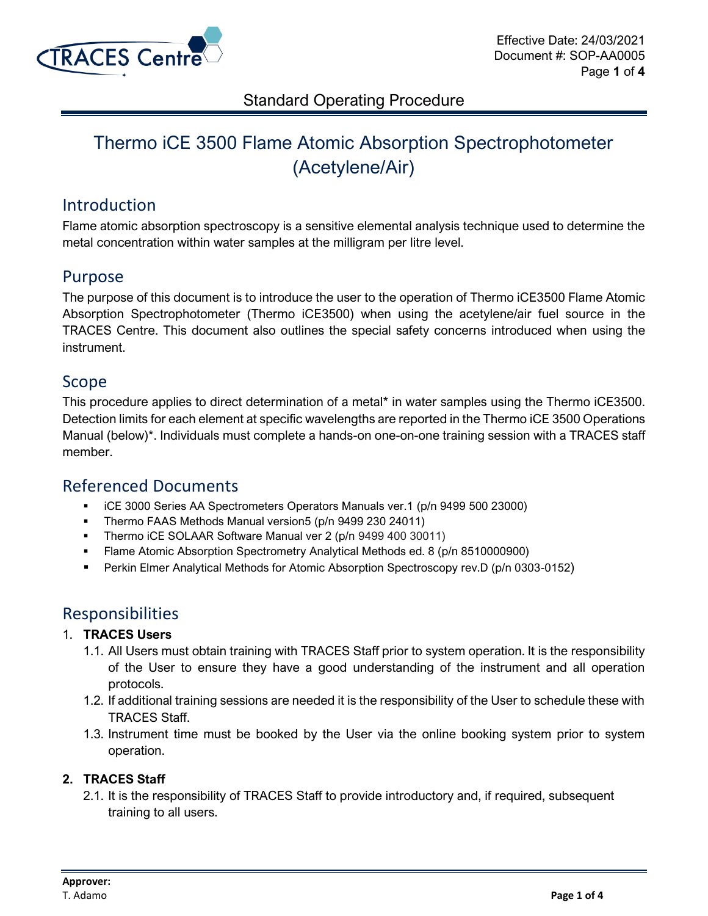Effective Date: 24/03/2021
Document #: SOP-AA0005

Standard Operating Procedure

# Thermo iCE 3500 Flame Atomic Absorption Spectrophotometer (Acetylene/Air)

## Introduction

Flame atomic absorption spectroscopy is a sensitive elemental analysis technique used to determine the metal concentration within water samples at the milligram per litre level.

## Purpose

The purpose of this document is to introduce the user to the operation of Thermo iCE3500 Flame Atomic Absorption Spectrophotometer (Thermo iCE3500) when using the acetylene/air fuel source in the TRACES Centre. This document also outlines the special safety concerns introduced when using the instrument.

## Scope

This procedure applies to direct determination of a metal* in water samples using the Thermo iCE3500. Detection limits for each element at specific wavelengths are reported in the Thermo iCE 3500 Operations Manual (below)*. Individuals must complete a hands-on one-on-one training session with a TRACES staff member.

## Referenced Documents

- iCE 3000 Series AA Spectrometers Operators Manuals ver.1 (p/n 9499 500 23000)
- Thermo FAAS Methods Manual version5 (p/n 9499 230 24011)
- Thermo iCE SOLAAR Software Manual ver 2 (p/n 9499 400 30011)
- Flame Atomic Absorption Spectrometry Analytical Methods ed. 8 (p/n 8510000900)
- Perkin Elmer Analytical Methods for Atomic Absorption Spectroscopy rev.D (p/n 0303-0152)

## Responsibilities

1. **TRACES Users**
   1.1. All Users must obtain training with TRACES Staff prior to system operation. It is the responsibility of the User to ensure they have a good understanding of the instrument and all operation protocols.
   1.2. If additional training sessions are needed it is the responsibility of the User to schedule these with TRACES Staff.
   1.3. Instrument time must be booked by the User via the online booking system prior to system operation.

2. **TRACES Staff**
   2.1. It is the responsibility of TRACES Staff to provide introductory and, if required, subsequent training to all users.

**Approver:**
T. Adamo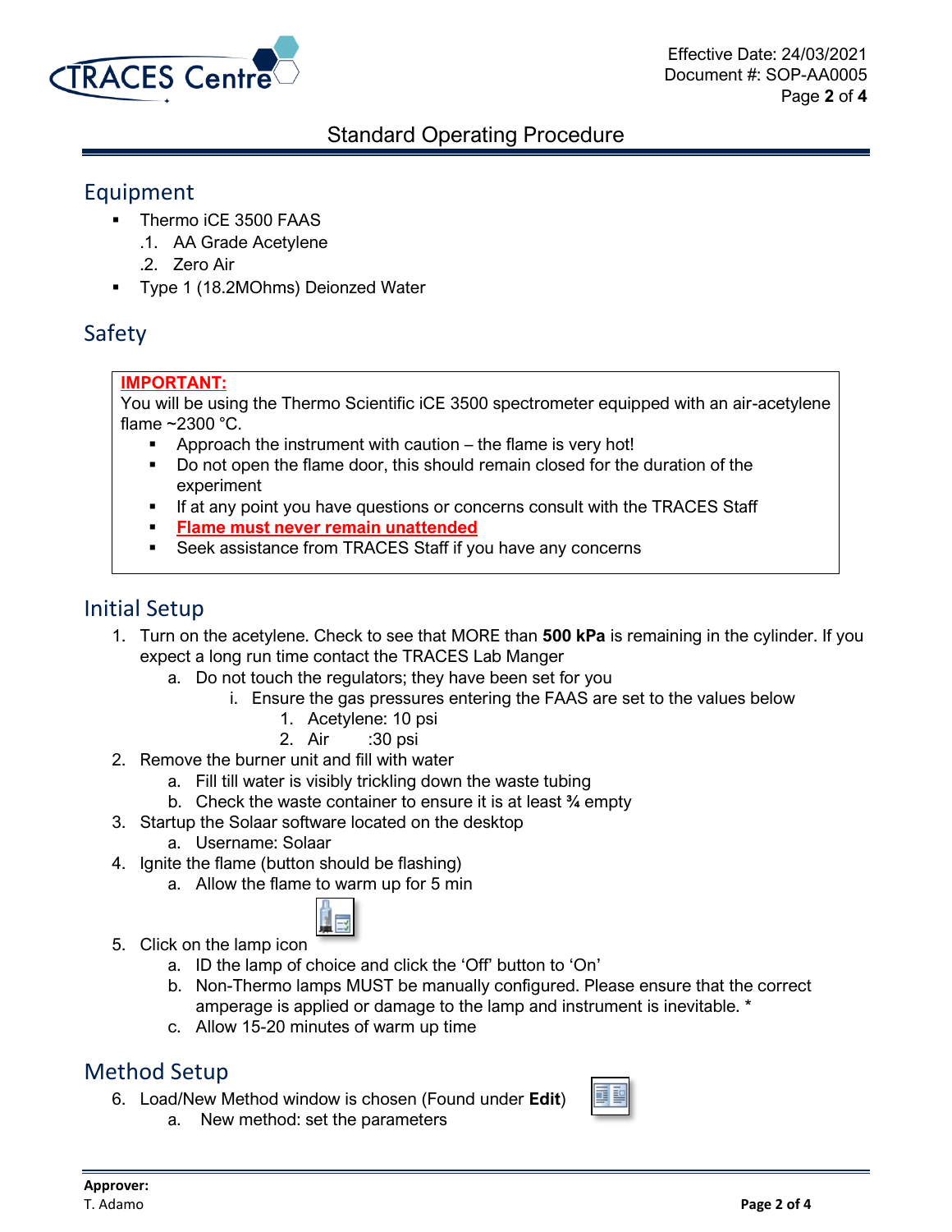## Equipment

- Thermo iCE 3500 FAAS
  - .1. AA Grade Acetylene
  - .2. Zero Air
- Type 1 (18.2MOhms) Deionzed Water

## Safety

**IMPORTANT:**

You will be using the Thermo Scientific iCE 3500 spectrometer equipped with an air-acetylene flame ~2300 °C.

- Approach the instrument with caution – the flame is very hot!
- Do not open the flame door, this should remain closed for the duration of the experiment
- If at any point you have questions or concerns consult with the TRACES Staff
- **Flame must never remain unattended**
- Seek assistance from TRACES Staff if you have any concerns

## Initial Setup

1. Turn on the acetylene. Check to see that MORE than **500 kPa** is remaining in the cylinder. If you expect a long run time contact the TRACES Lab Manger
   a. Do not touch the regulators; they have been set for you
      i. Ensure the gas pressures entering the FAAS are set to the values below
         1. Acetylene: 10 psi
         2. Air :30 psi
2. Remove the burner unit and fill with water
   a. Fill till water is visibly trickling down the waste tubing
   b. Check the waste container to ensure it is at least ¾ empty
3. Startup the Solaar software located on the desktop
   a. Username: Solaar
4. Ignite the flame (button should be flashing)
   a. Allow the flame to warm up for 5 min
5. Click on the lamp icon
   a. ID the lamp of choice and click the 'Off' button to 'On'
   b. Non-Thermo lamps MUST be manually configured. Please ensure that the correct amperage is applied or damage to the lamp and instrument is inevitable. *
   c. Allow 15-20 minutes of warm up time

## Method Setup

6. Load/New Method window is chosen (Found under **Edit**)
   a. New method: set the parameters

**Approver:**
T. Adamo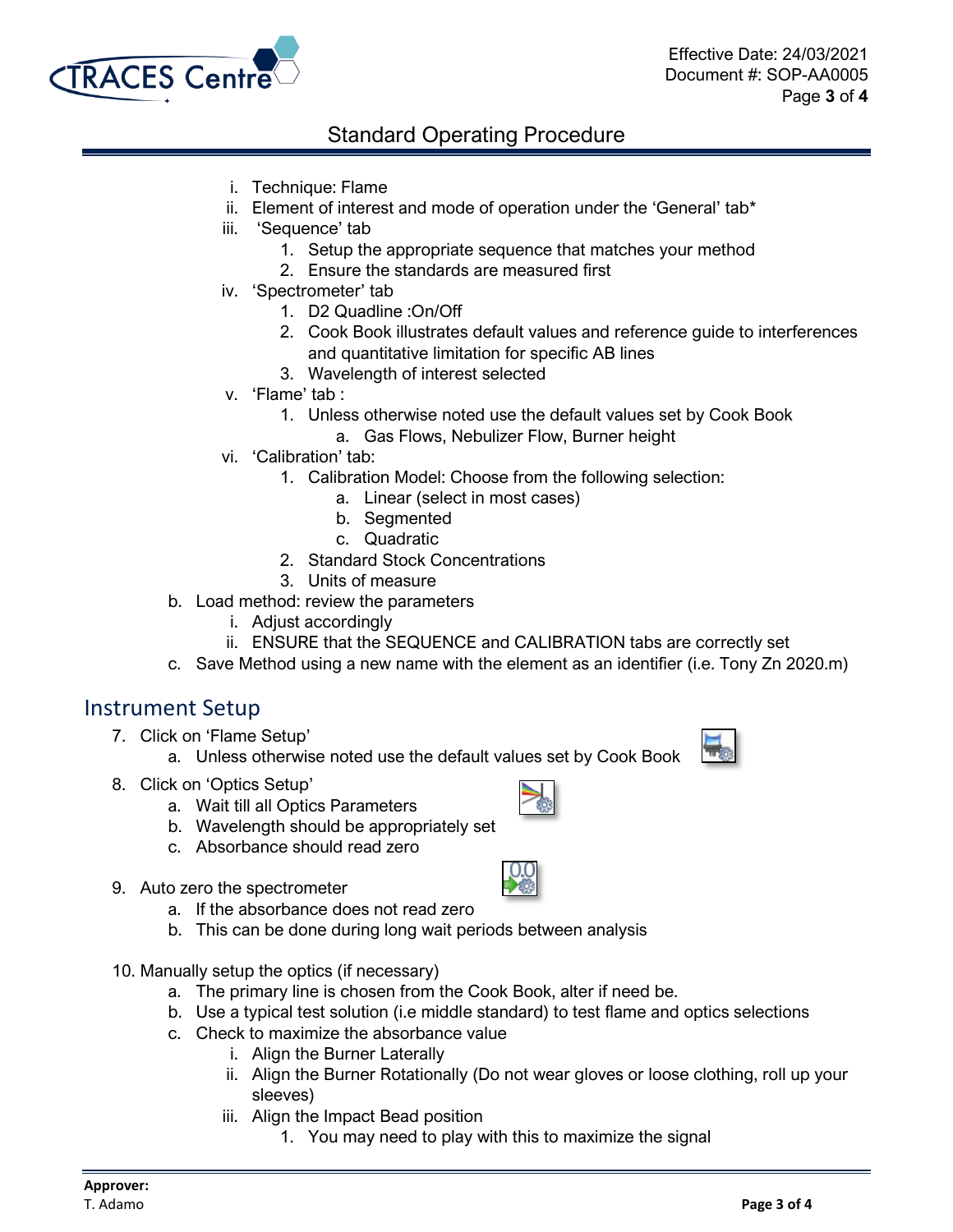i. Technique: Flame
ii. Element of interest and mode of operation under the 'General' tab*
iii. 'Sequence' tab
    1. Setup the appropriate sequence that matches your method
    2. Ensure the standards are measured first
iv. 'Spectrometer' tab
    1. D2 Quadline :On/Off
    2. Cook Book illustrates default values and reference guide to interferences and quantitative limitation for specific AB lines
    3. Wavelength of interest selected
v. 'Flame' tab :
    1. Unless otherwise noted use the default values set by Cook Book
        a. Gas Flows, Nebulizer Flow, Burner height
vi. 'Calibration' tab:
    1. Calibration Model: Choose from the following selection:
        a. Linear (select in most cases)
        b. Segmented
        c. Quadratic
    2. Standard Stock Concentrations
    3. Units of measure

b. Load method: review the parameters
    i. Adjust accordingly
    ii. ENSURE that the SEQUENCE and CALIBRATION tabs are correctly set

c. Save Method using a new name with the element as an identifier (i.e. Tony Zn 2020.m)

## Instrument Setup

7. Click on 'Flame Setup'
    a. Unless otherwise noted use the default values set by Cook Book
8. Click on 'Optics Setup'
    a. Wait till all Optics Parameters
    b. Wavelength should be appropriately set
    c. Absorbance should read zero
9. Auto zero the spectrometer
    a. If the absorbance does not read zero
    b. This can be done during long wait periods between analysis
10. Manually setup the optics (if necessary)
    a. The primary line is chosen from the Cook Book, alter if need be.
    b. Use a typical test solution (i.e middle standard) to test flame and optics selections
    c. Check to maximize the absorbance value
        i. Align the Burner Laterally
        ii. Align the Burner Rotationally (Do not wear gloves or loose clothing, roll up your sleeves)
        iii. Align the Impact Bead position
            1. You may need to play with this to maximize the signal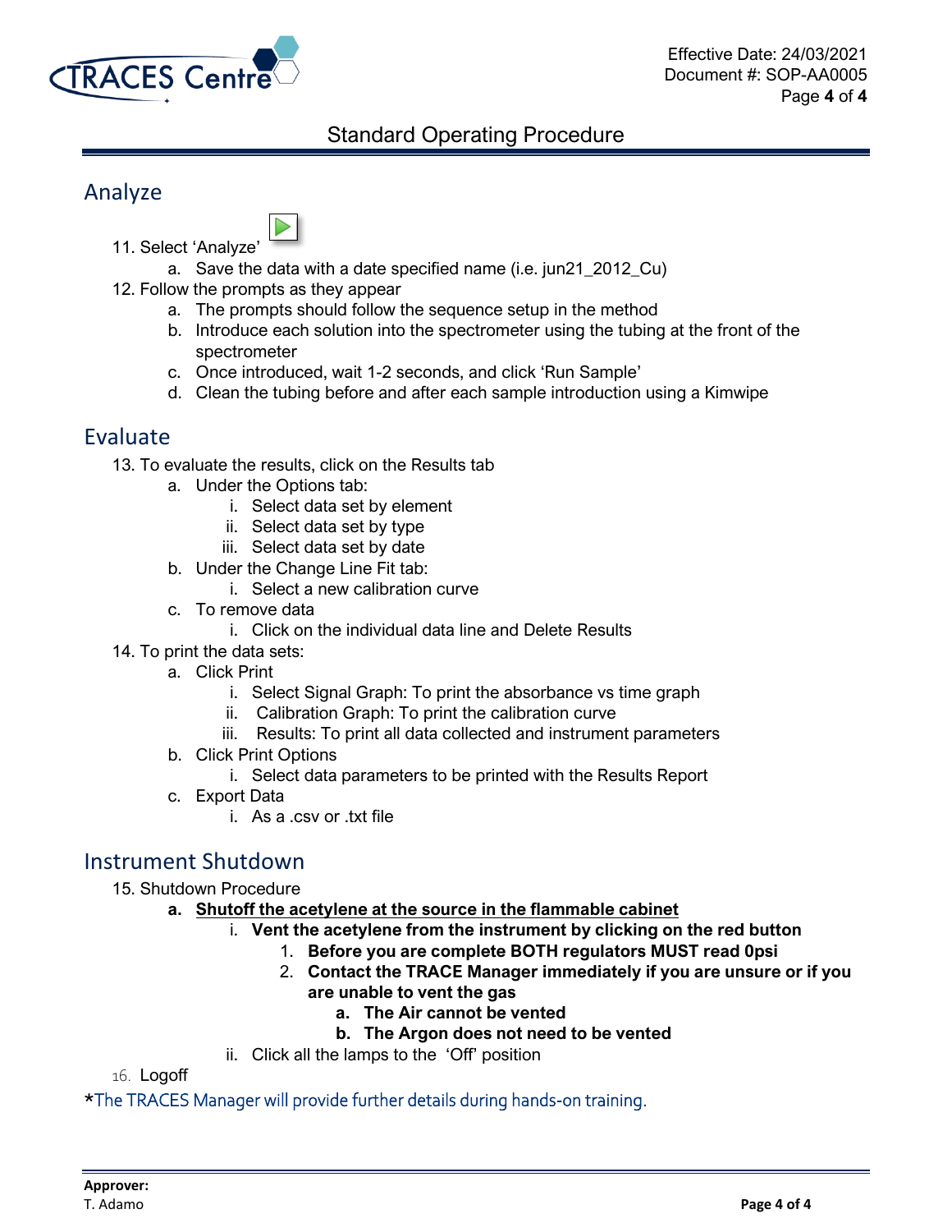## Analyze

11. Select 'Analyze'
    a. Save the data with a date specified name (i.e. jun21_2012_Cu)
12. Follow the prompts as they appear
    a. The prompts should follow the sequence setup in the method
    b. Introduce each solution into the spectrometer using the tubing at the front of the spectrometer
    c. Once introduced, wait 1-2 seconds, and click 'Run Sample'
    d. Clean the tubing before and after each sample introduction using a Kimwipe

## Evaluate

13. To evaluate the results, click on the Results tab
    a. Under the Options tab:
        i. Select data set by element
        ii. Select data set by type
        iii. Select data set by date
    b. Under the Change Line Fit tab:
        i. Select a new calibration curve
    c. To remove data
        i. Click on the individual data line and Delete Results
14. To print the data sets:
    a. Click Print
        i. Select Signal Graph: To print the absorbance vs time graph
        ii. Calibration Graph: To print the calibration curve
        iii. Results: To print all data collected and instrument parameters
    b. Click Print Options
        i. Select data parameters to be printed with the Results Report
    c. Export Data
        i. As a .csv or .txt file

## Instrument Shutdown

15. Shutdown Procedure
    **a. <u>Shutoff the acetylene at the source in the flammable cabinet</u>**
        i. **Vent the acetylene from the instrument by clicking on the red button**
            1. **Before you are complete BOTH regulators MUST read 0psi**
            2. **Contact the TRACE Manager immediately if you are unsure or if you are unable to vent the gas**
                **a. The Air cannot be vented**
                **b. The Argon does not need to be vented**
        ii. Click all the lamps to the 'Off' position
16. Logoff

*The TRACES Manager will provide further details during hands-on training.

**Approver:**
T. Adamo